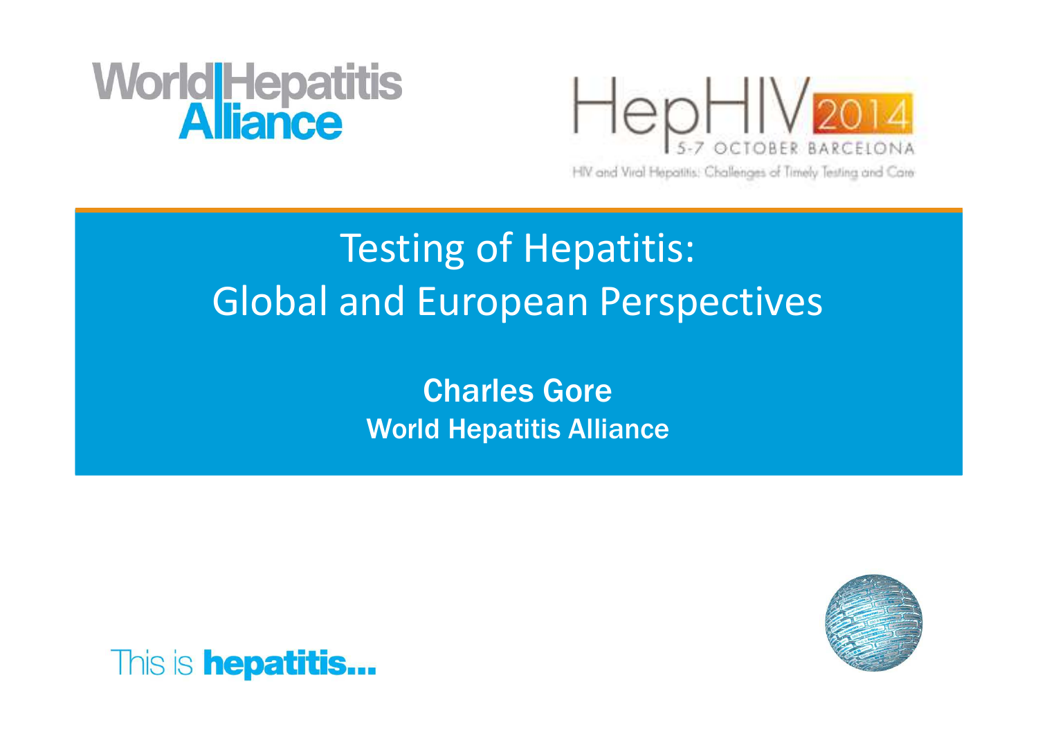World Hepatitis Alliance

HepHIV 2014

5-7 OCTOBER BARCELONA

HIV and Viral Hepatitis: Challenges of Timely Testing and Care

# Testing of Hepatitis: Global and European Perspectives

**Charles Gore**

**World Hepatitis Alliance**

This is **hepatitis...**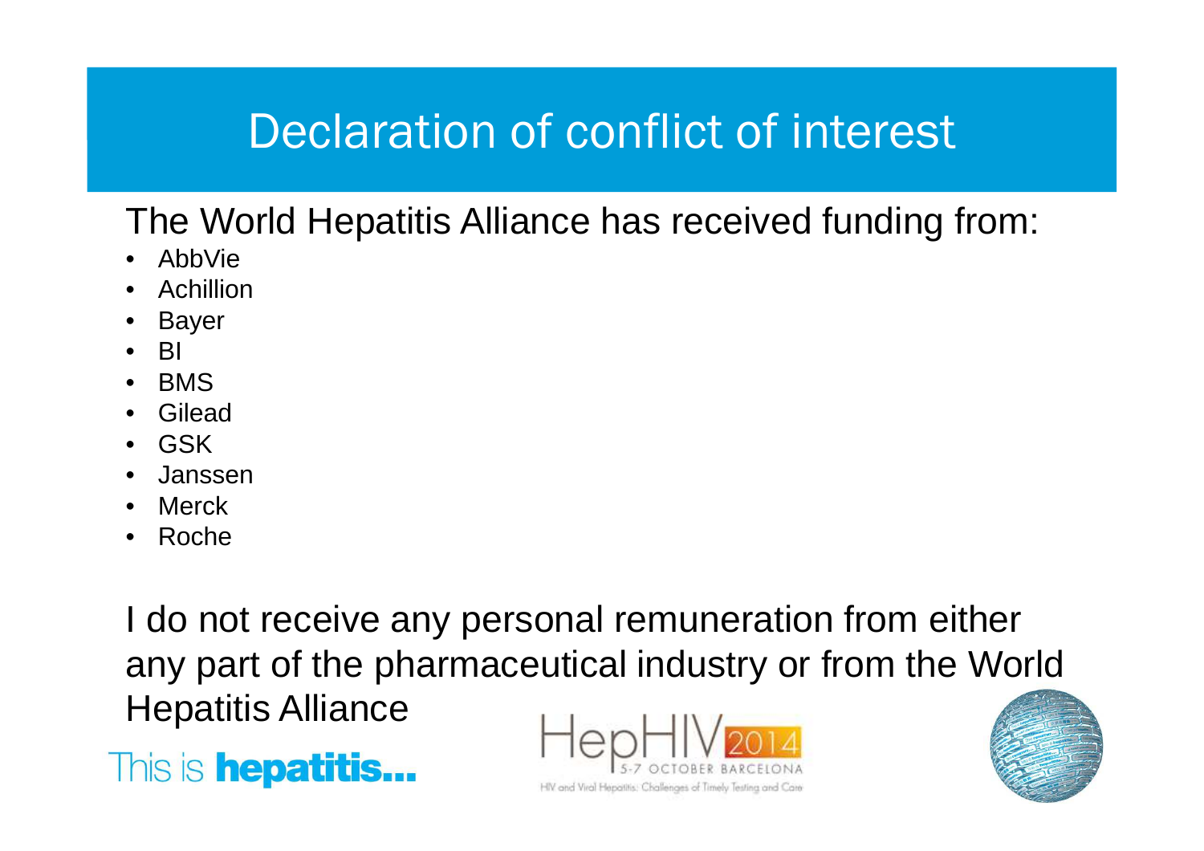# Declaration of conflict of interest

The World Hepatitis Alliance has received funding from:

- AbbVie
- Achillion
- Bayer
- BI
- BMS
- Gilead
- GSK
- Janssen
- Merck
- Roche

I do not receive any personal remuneration from either any part of the pharmaceutical industry or from the World Hepatitis Alliance

This is **hepatitis...**

HepHIV 2014
5-7 OCTOBER BARCELONA
HIV and Viral Hepatitis: Challenges of Timely Testing and Care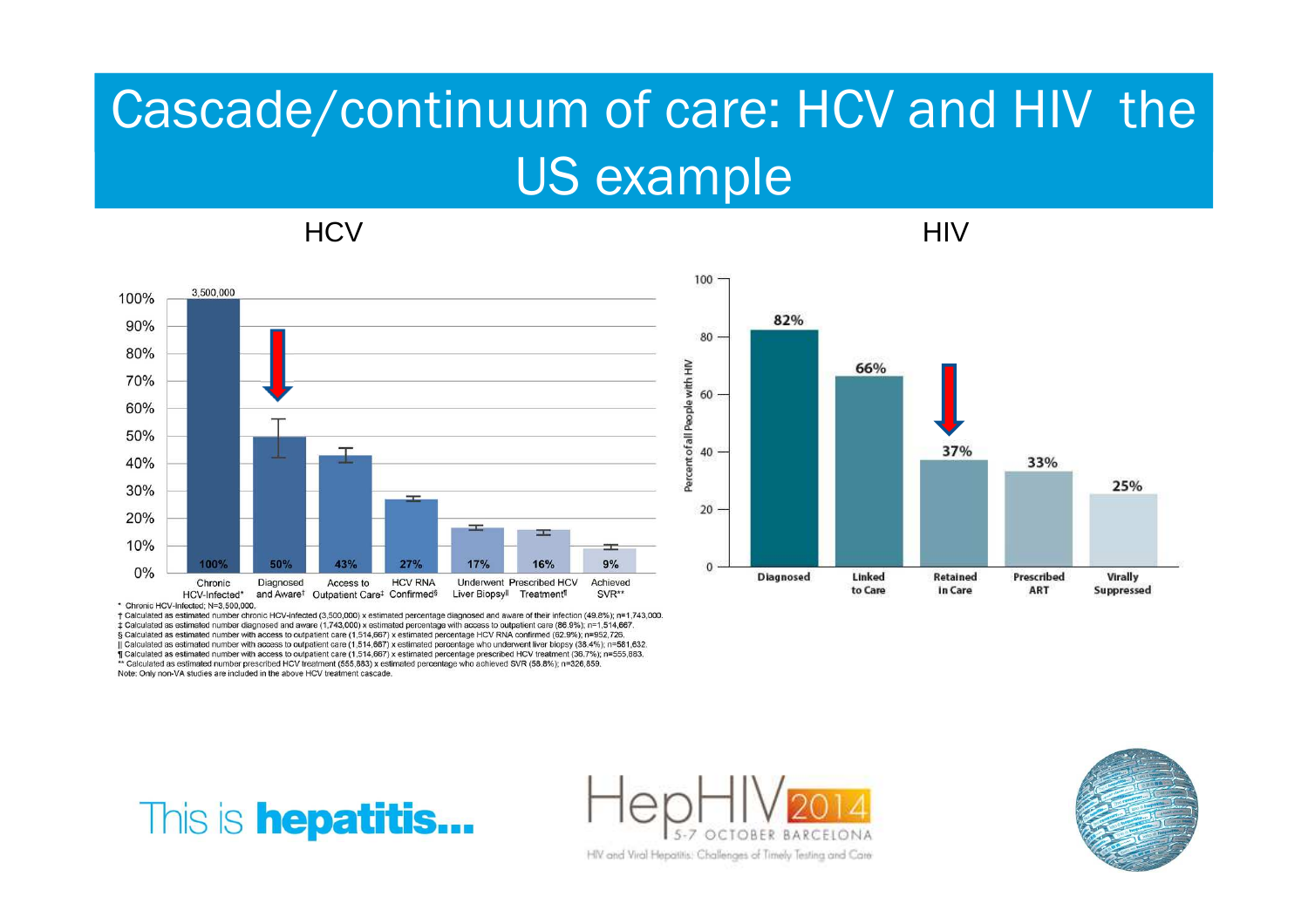# Cascade/continuum of care: HCV and HIV the US example

## HCV

| Chronic HCV-Infected* | Diagnosed and Aware† | Access to Outpatient Care‡ | HCV RNA Confirmed§ | Underwent Liver Biopsy‖ | Prescribed HCV Treatment¶ | Achieved SVR** |
|---|---|---|---|---|---|---|
| 100% | 50% | 43% | 27% | 17% | 16% | 9% |

3,500,000

\* Chronic HCV-Infected; N=3,500,000.
† Calculated as estimated number chronic HCV-infected (3,500,000) x estimated percentage diagnosed and aware of their infection (49.8%); n=1,743,000.
‡ Calculated as estimated number diagnosed and aware (1,743,000) x estimated percentage with access to outpatient care (86.9%); n=1,514,667.
§ Calculated as estimated number with access to outpatient care (1,514,667) x estimated percentage HCV RNA confirmed (62.9%); n=952,726.
‖ Calculated as estimated number with access to outpatient care (1,514,667) x estimated percentage who underwent liver biopsy (38.4%); n=581,632.
¶ Calculated as estimated number with access to outpatient care (1,514,667) x estimated percentage prescribed HCV treatment (36.7%); n=555,883.
** Calculated as estimated number prescribed HCV treatment (555,883) x estimated percentage who achieved SVR (58.8%); n=326,859.
Note: Only non-VA studies are included in the above HCV treatment cascade.

## HIV

Percent of all People with HIV

| Diagnosed | Linked to Care | Retained in Care | Prescribed ART | Virally Suppressed |
|---|---|---|---|---|
| 82% | 66% | 37% | 33% | 25% |

This is **hepatitis...**

HepHIV 2014 – 5-7 October Barcelona – HIV and Viral Hepatitis: Challenges of Timely Testing and Care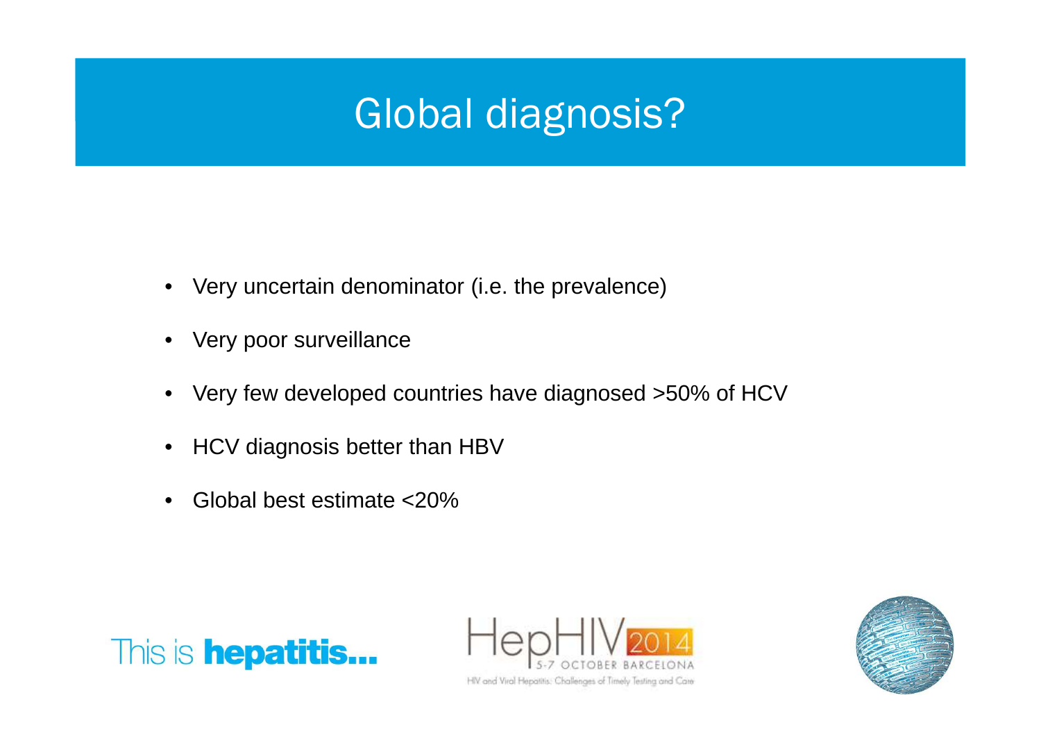# Global diagnosis?

- Very uncertain denominator (i.e. the prevalence)
- Very poor surveillance
- Very few developed countries have diagnosed >50% of HCV
- HCV diagnosis better than HBV
- Global best estimate <20%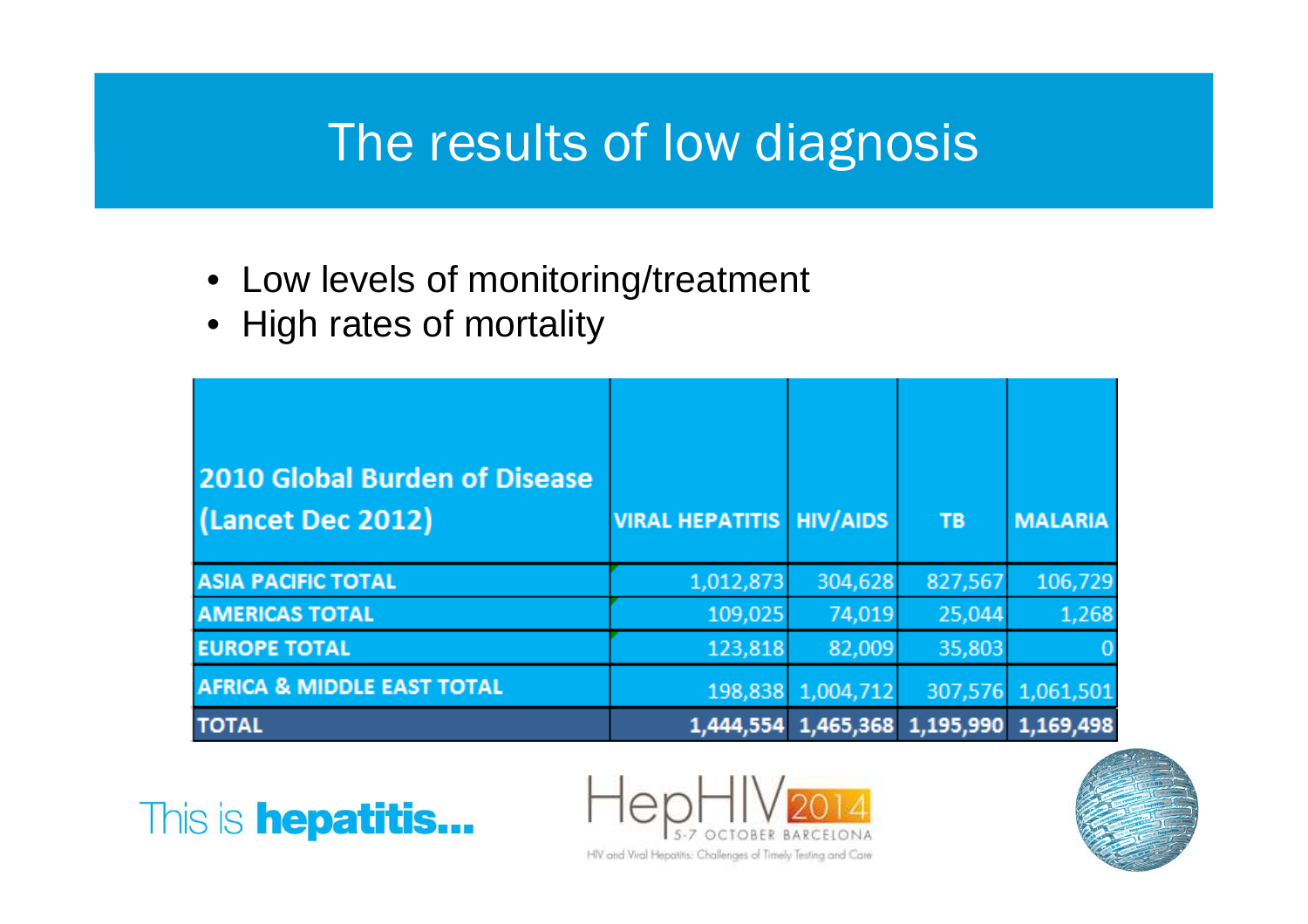# The results of low diagnosis

- Low levels of monitoring/treatment
- High rates of mortality

| 2010 Global Burden of Disease (Lancet Dec 2012) | VIRAL HEPATITIS | HIV/AIDS | TB | MALARIA |
|---|---|---|---|---|
| ASIA PACIFIC TOTAL | 1,012,873 | 304,628 | 827,567 | 106,729 |
| AMERICAS TOTAL | 109,025 | 74,019 | 25,044 | 1,268 |
| EUROPE TOTAL | 123,818 | 82,009 | 35,803 | 0 |
| AFRICA & MIDDLE EAST TOTAL | 198,838 | 1,004,712 | 307,576 | 1,061,501 |
| TOTAL | 1,444,554 | 1,465,368 | 1,195,990 | 1,169,498 |

This is **hepatitis...**

HepHIV 2014 5-7 OCTOBER BARCELONA

HIV and Viral Hepatitis: Challenges of Timely Testing and Care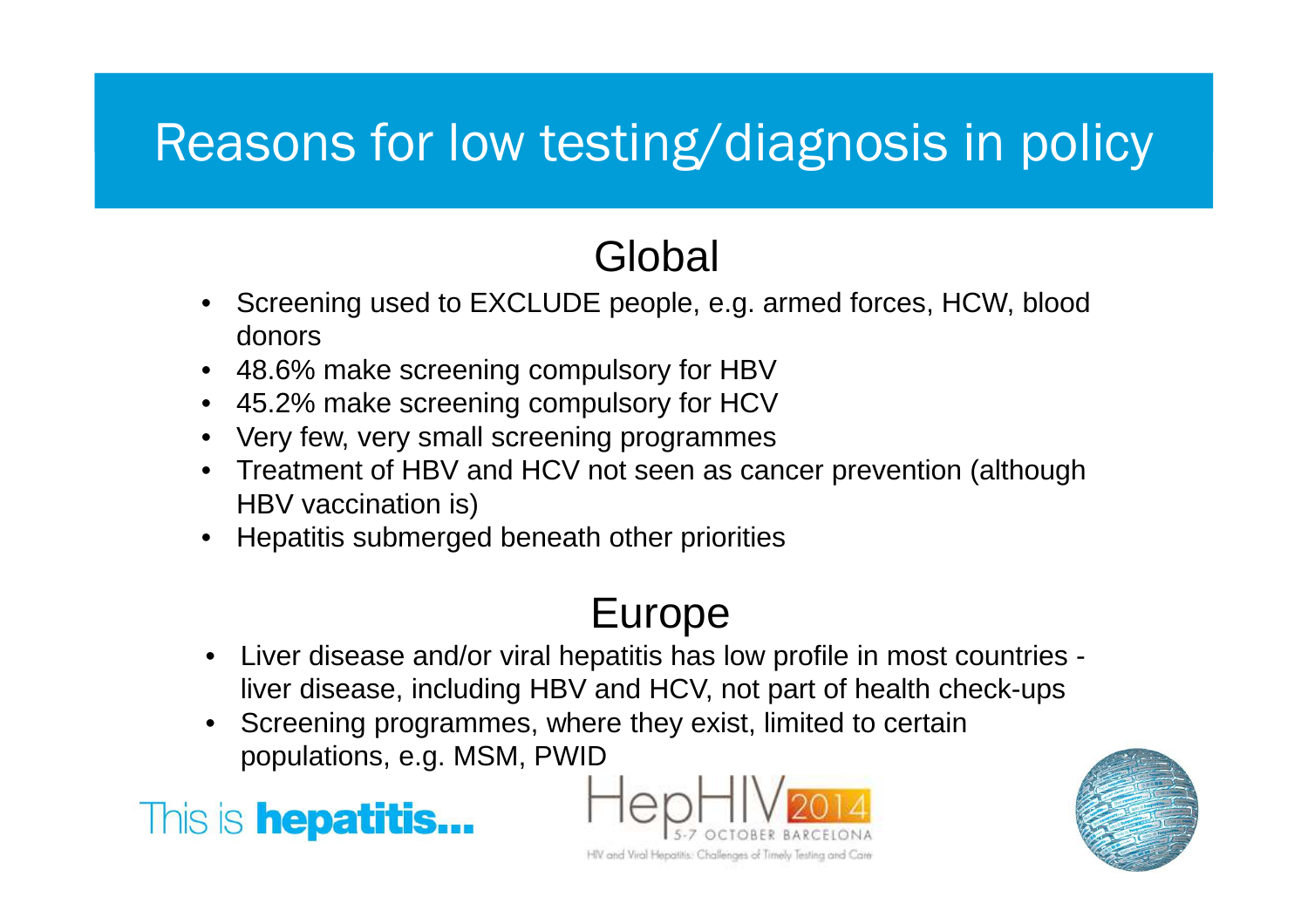# Reasons for low testing/diagnosis in policy

## Global

- Screening used to EXCLUDE people, e.g. armed forces, HCW, blood donors
- 48.6% make screening compulsory for HBV
- 45.2% make screening compulsory for HCV
- Very few, very small screening programmes
- Treatment of HBV and HCV not seen as cancer prevention (although HBV vaccination is)
- Hepatitis submerged beneath other priorities

## Europe

- Liver disease and/or viral hepatitis has low profile in most countries - liver disease, including HBV and HCV, not part of health check-ups
- Screening programmes, where they exist, limited to certain populations, e.g. MSM, PWID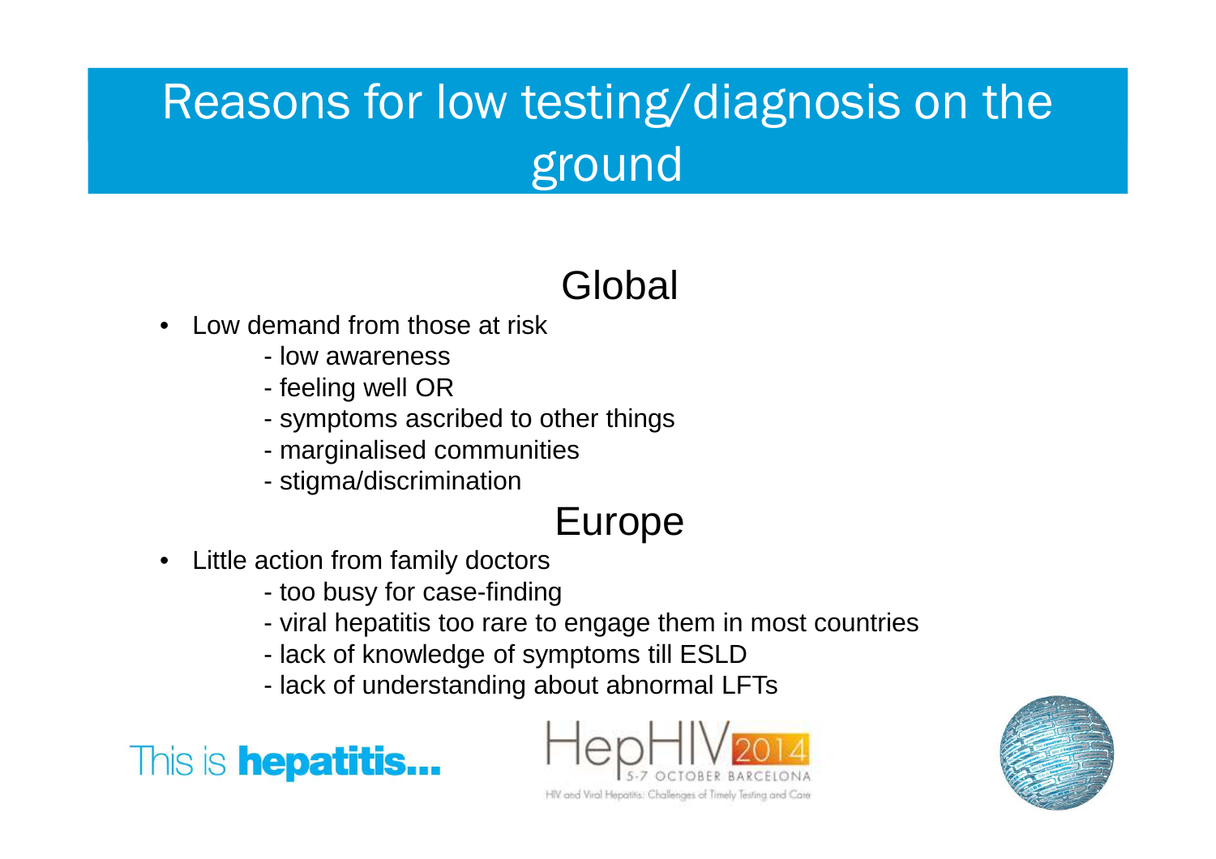# Reasons for low testing/diagnosis on the ground

## Global

- Low demand from those at risk
  - low awareness
  - feeling well OR
  - symptoms ascribed to other things
  - marginalised communities
  - stigma/discrimination

## Europe

- Little action from family doctors
  - too busy for case-finding
  - viral hepatitis too rare to engage them in most countries
  - lack of knowledge of symptoms till ESLD
  - lack of understanding about abnormal LFTs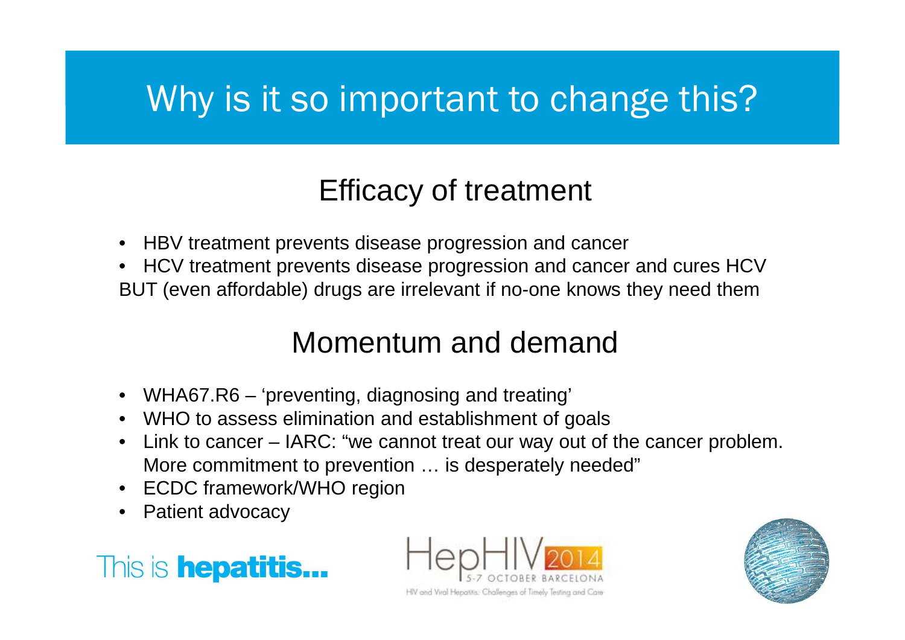# Why is it so important to change this?

## Efficacy of treatment

- HBV treatment prevents disease progression and cancer
- HCV treatment prevents disease progression and cancer and cures HCV

BUT (even affordable) drugs are irrelevant if no-one knows they need them

## Momentum and demand

- WHA67.R6 – 'preventing, diagnosing and treating'
- WHO to assess elimination and establishment of goals
- Link to cancer – IARC: "we cannot treat our way out of the cancer problem. More commitment to prevention … is desperately needed"
- ECDC framework/WHO region
- Patient advocacy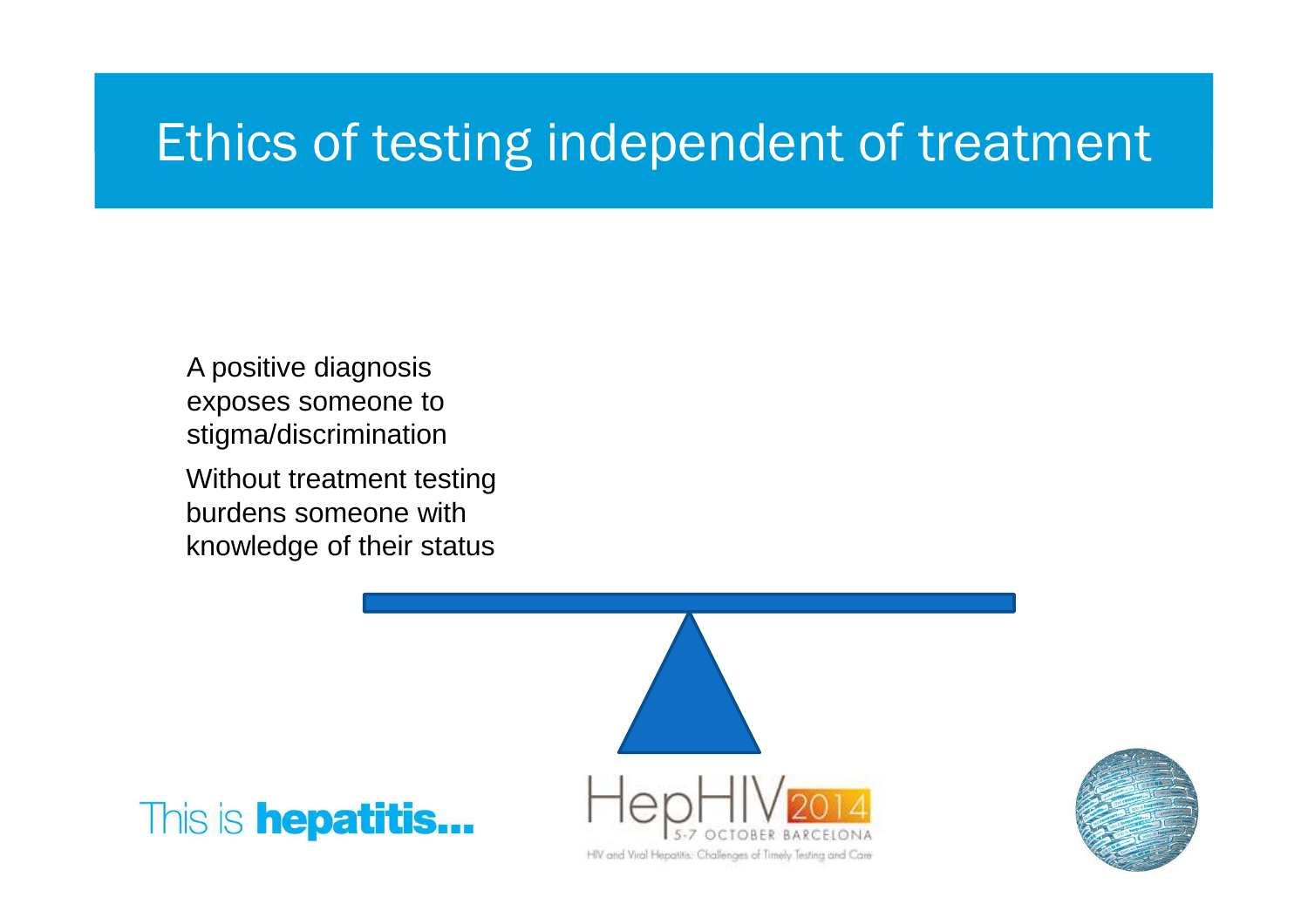# Ethics of testing independent of treatment

A positive diagnosis exposes someone to stigma/discrimination

Without treatment testing burdens someone with knowledge of their status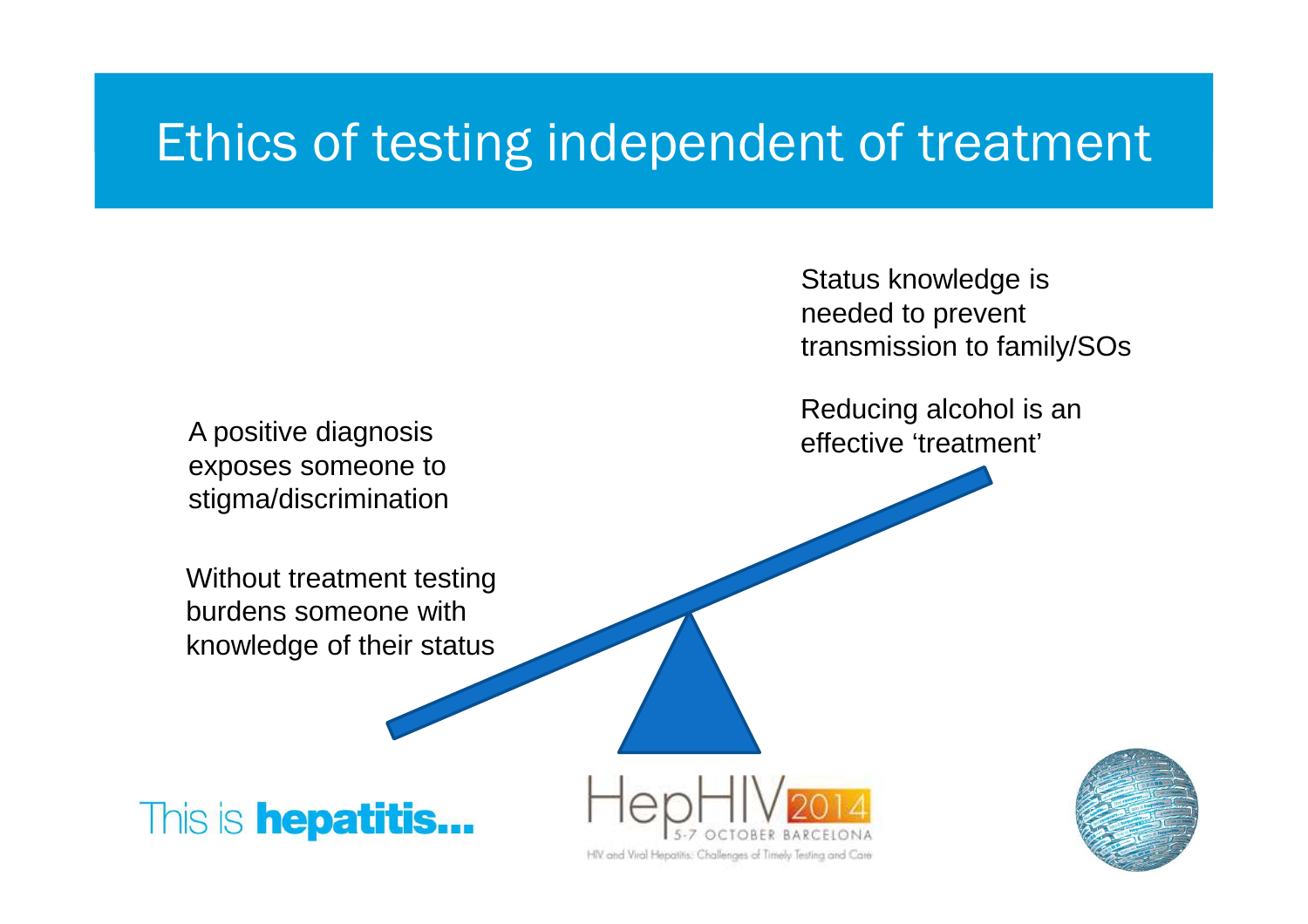# Ethics of testing independent of treatment

A positive diagnosis exposes someone to stigma/discrimination

Without treatment testing burdens someone with knowledge of their status

Status knowledge is needed to prevent transmission to family/SOs

Reducing alcohol is an effective 'treatment'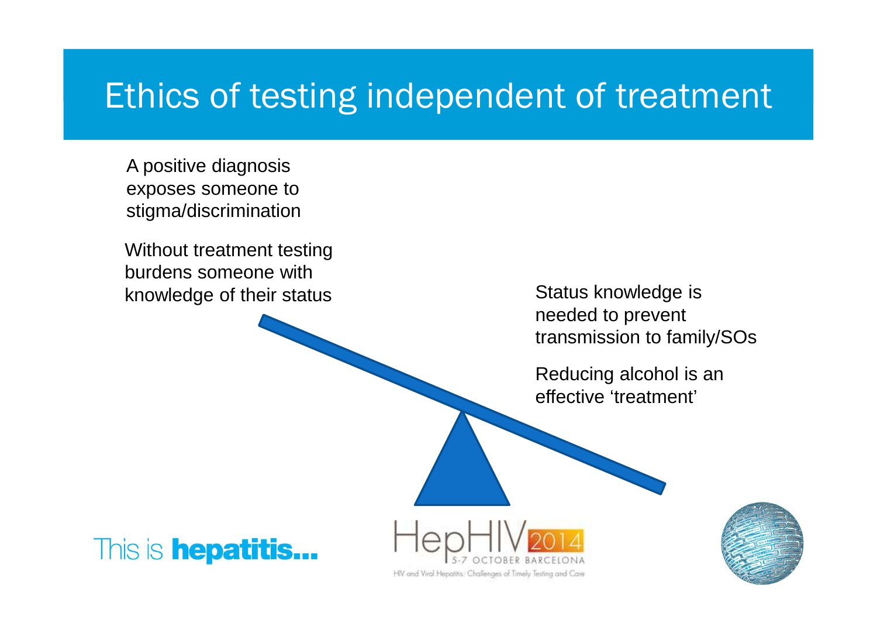# Ethics of testing independent of treatment

A positive diagnosis exposes someone to stigma/discrimination

Without treatment testing burdens someone with knowledge of their status

Status knowledge is needed to prevent transmission to family/SOs

Reducing alcohol is an effective 'treatment'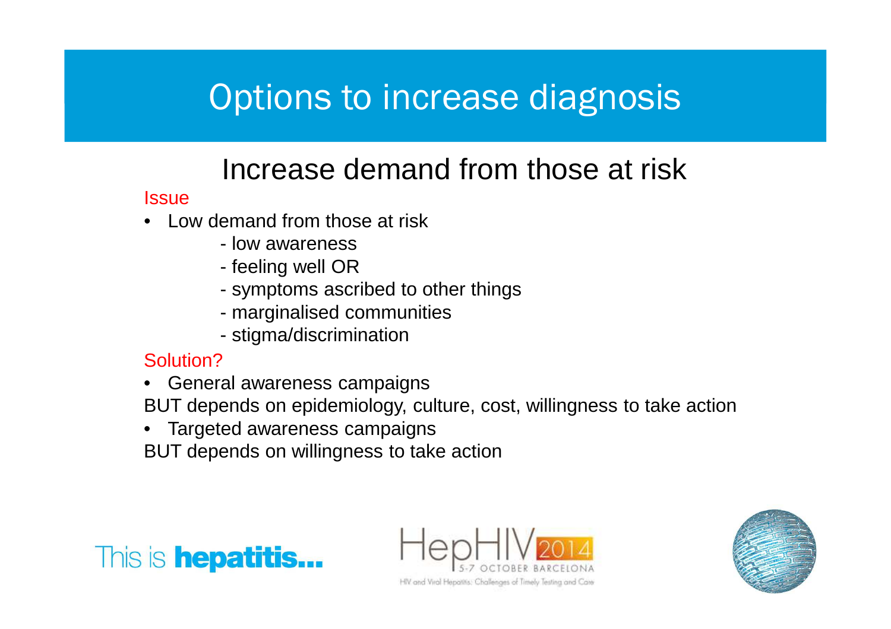# Options to increase diagnosis

## Increase demand from those at risk

Issue

- Low demand from those at risk
  - low awareness
  - feeling well OR
  - symptoms ascribed to other things
  - marginalised communities
  - stigma/discrimination

Solution?

- General awareness campaigns

BUT depends on epidemiology, culture, cost, willingness to take action

- Targeted awareness campaigns

BUT depends on willingness to take action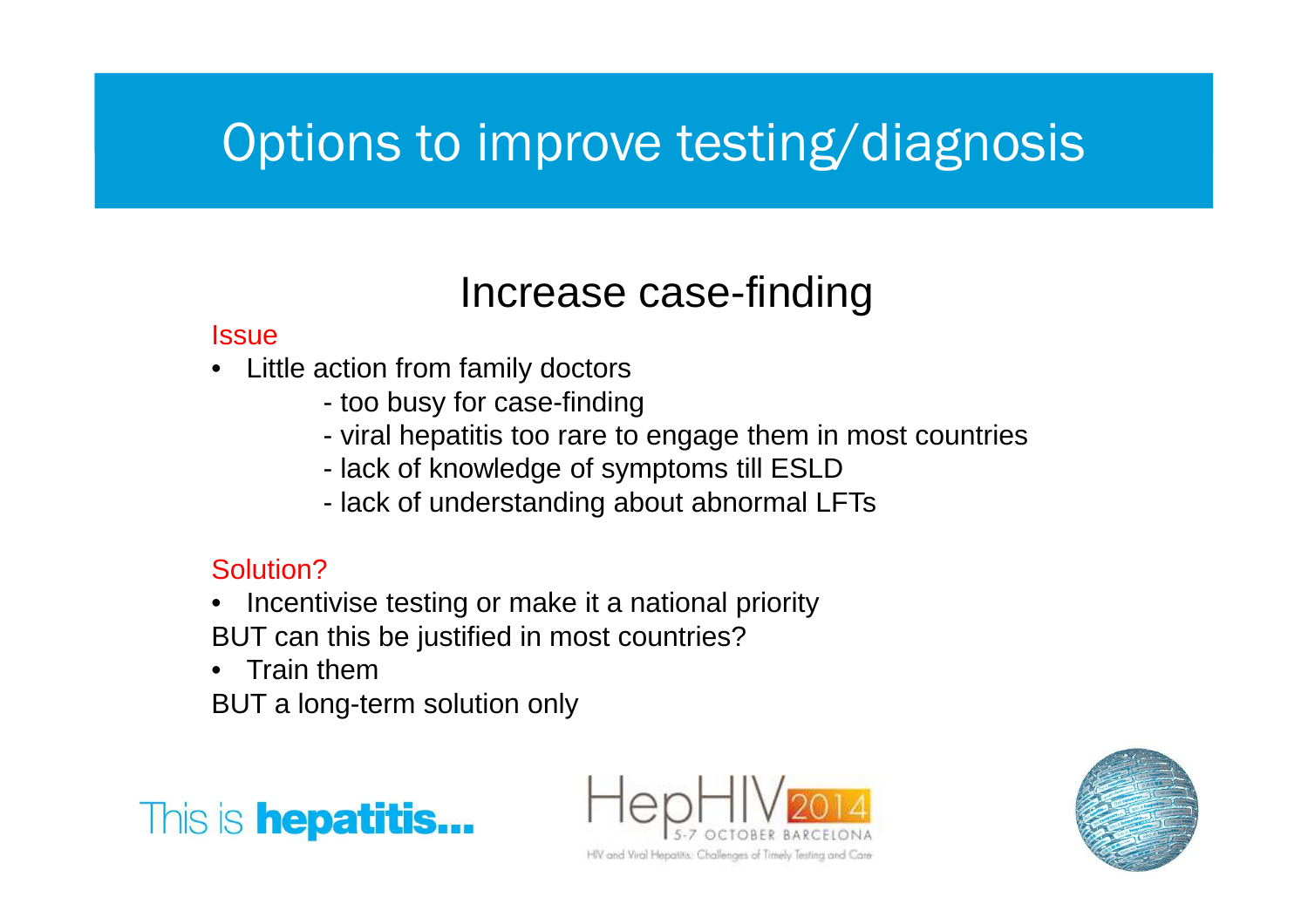# Options to improve testing/diagnosis

## Increase case-finding

Issue

- Little action from family doctors
  - too busy for case-finding
  - viral hepatitis too rare to engage them in most countries
  - lack of knowledge of symptoms till ESLD
  - lack of understanding about abnormal LFTs

Solution?

- Incentivise testing or make it a national priority

BUT can this be justified in most countries?

- Train them

BUT a long-term solution only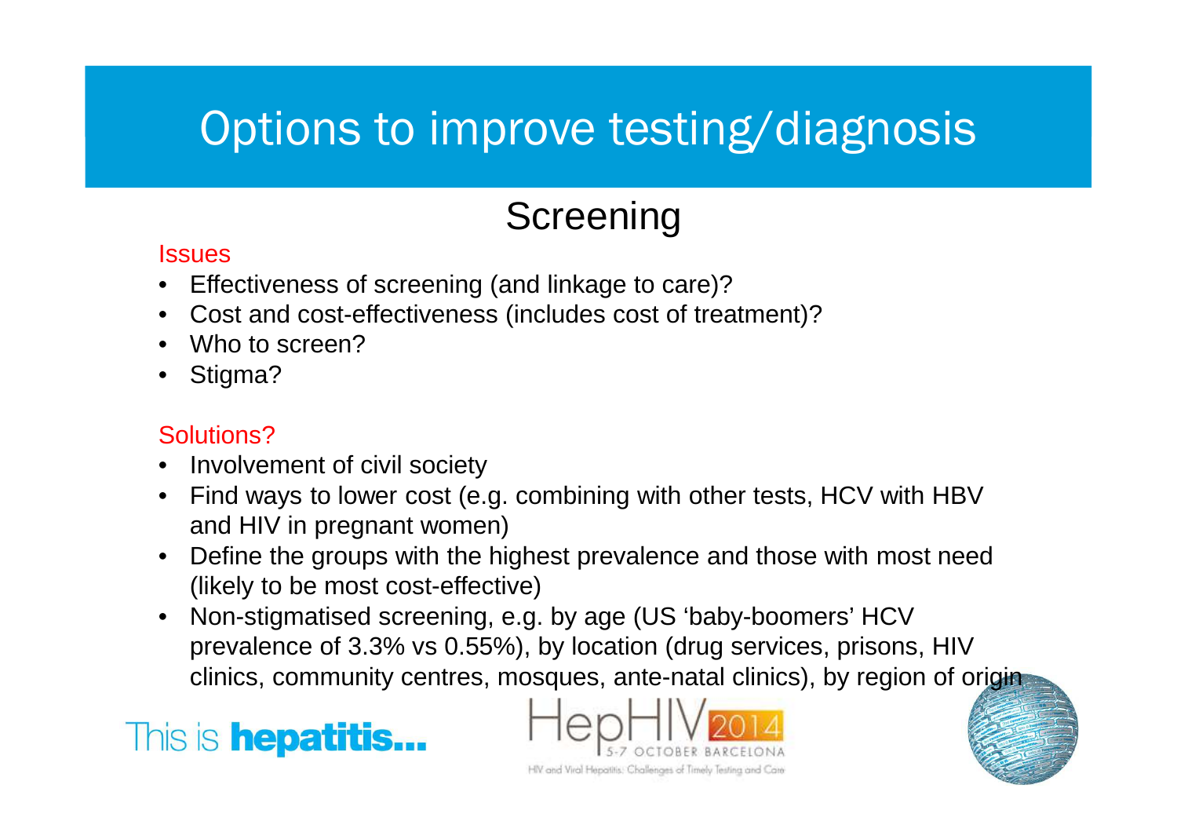# Options to improve testing/diagnosis

## Screening

Issues

- Effectiveness of screening (and linkage to care)?
- Cost and cost-effectiveness (includes cost of treatment)?
- Who to screen?
- Stigma?

Solutions?

- Involvement of civil society
- Find ways to lower cost (e.g. combining with other tests, HCV with HBV and HIV in pregnant women)
- Define the groups with the highest prevalence and those with most need (likely to be most cost-effective)
- Non-stigmatised screening, e.g. by age (US 'baby-boomers' HCV prevalence of 3.3% vs 0.55%), by location (drug services, prisons, HIV clinics, community centres, mosques, ante-natal clinics), by region of origin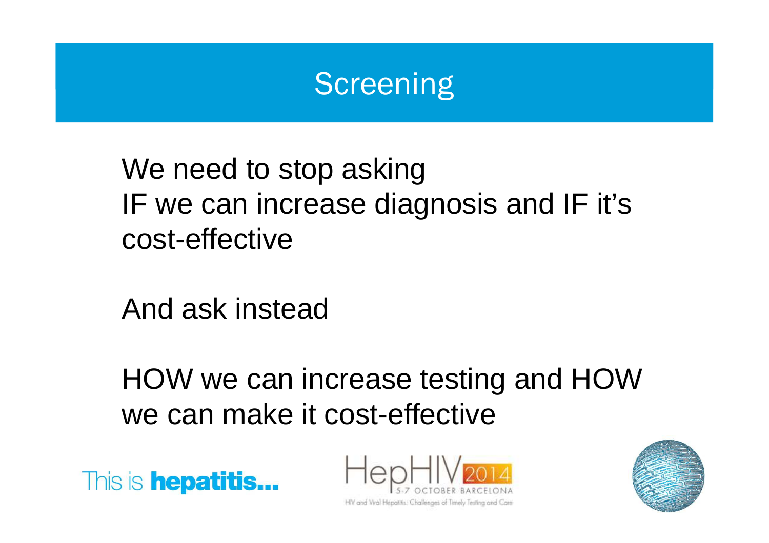# Screening

We need to stop asking
IF we can increase diagnosis and IF it's cost-effective

And ask instead

HOW we can increase testing and HOW we can make it cost-effective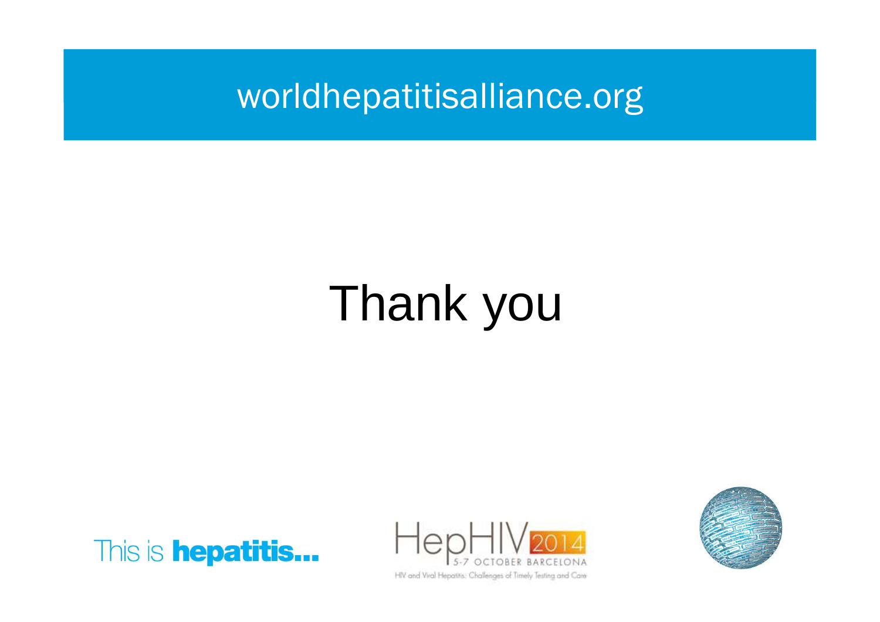worldhepatitisalliance.org

# Thank you

This is **hepatitis...**

HepHIV 2014
5-7 OCTOBER BARCELONA
HIV and Viral Hepatitis: Challenges of Timely Testing and Care